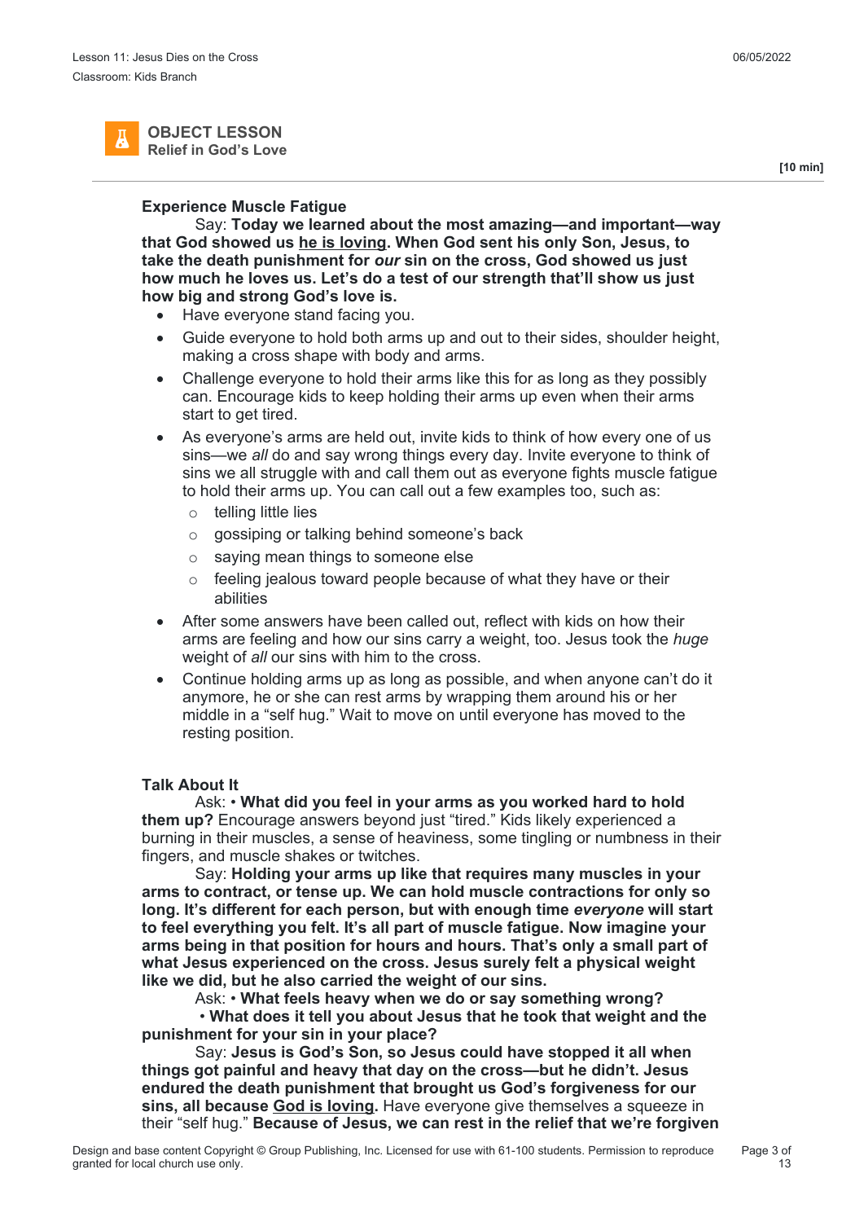## OBJECT LESSON
**Relief in God's Love**

**[10 min]**

**Experience Muscle Fatigue**

Say: **Today we learned about the most amazing—and important—way that God showed us he is loving. When God sent his only Son, Jesus, to take the death punishment for *our* sin on the cross, God showed us just how much he loves us. Let's do a test of our strength that'll show us just how big and strong God's love is.**

- Have everyone stand facing you.
- Guide everyone to hold both arms up and out to their sides, shoulder height, making a cross shape with body and arms.
- Challenge everyone to hold their arms like this for as long as they possibly can. Encourage kids to keep holding their arms up even when their arms start to get tired.
- As everyone's arms are held out, invite kids to think of how every one of us sins—we *all* do and say wrong things every day. Invite everyone to think of sins we all struggle with and call them out as everyone fights muscle fatigue to hold their arms up. You can call out a few examples too, such as:
  - telling little lies
  - gossiping or talking behind someone's back
  - saying mean things to someone else
  - feeling jealous toward people because of what they have or their abilities
- After some answers have been called out, reflect with kids on how their arms are feeling and how our sins carry a weight, too. Jesus took the *huge* weight of *all* our sins with him to the cross.
- Continue holding arms up as long as possible, and when anyone can't do it anymore, he or she can rest arms by wrapping them around his or her middle in a "self hug." Wait to move on until everyone has moved to the resting position.

**Talk About It**

Ask: • **What did you feel in your arms as you worked hard to hold them up?** Encourage answers beyond just "tired." Kids likely experienced a burning in their muscles, a sense of heaviness, some tingling or numbness in their fingers, and muscle shakes or twitches.

Say: **Holding your arms up like that requires many muscles in your arms to contract, or tense up. We can hold muscle contractions for only so long. It's different for each person, but with enough time *everyone* will start to feel everything you felt. It's all part of muscle fatigue. Now imagine your arms being in that position for hours and hours. That's only a small part of what Jesus experienced on the cross. Jesus surely felt a physical weight like we did, but he also carried the weight of our sins.**

Ask: • **What feels heavy when we do or say something wrong?**

• **What does it tell you about Jesus that he took that weight and the punishment for your sin in your place?**

Say: **Jesus is God's Son, so Jesus could have stopped it all when things got painful and heavy that day on the cross—but he didn't. Jesus endured the death punishment that brought us God's forgiveness for our sins, all because God is loving.** Have everyone give themselves a squeeze in their "self hug." **Because of Jesus, we can rest in the relief that we're forgiven**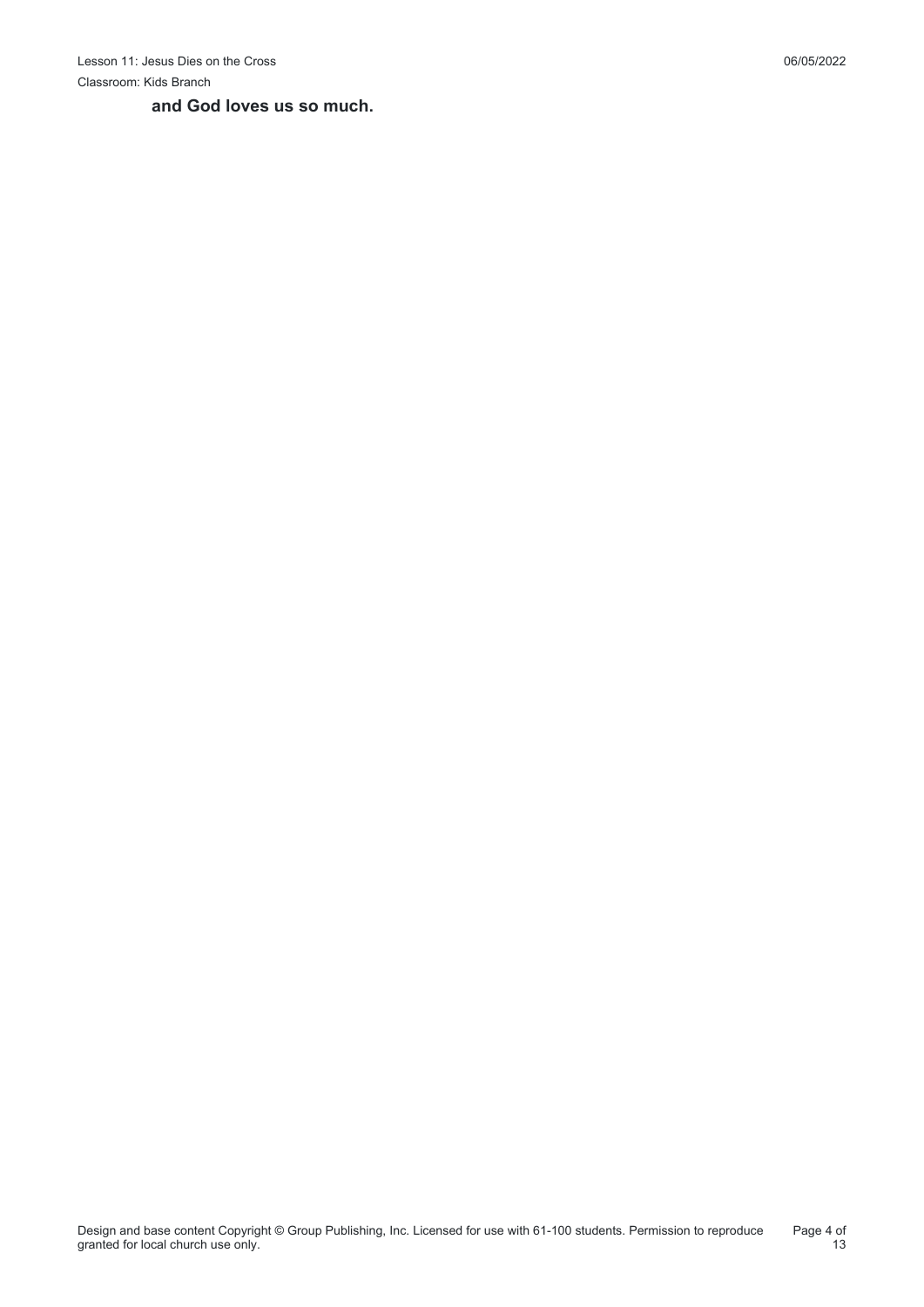**and God loves us so much.**